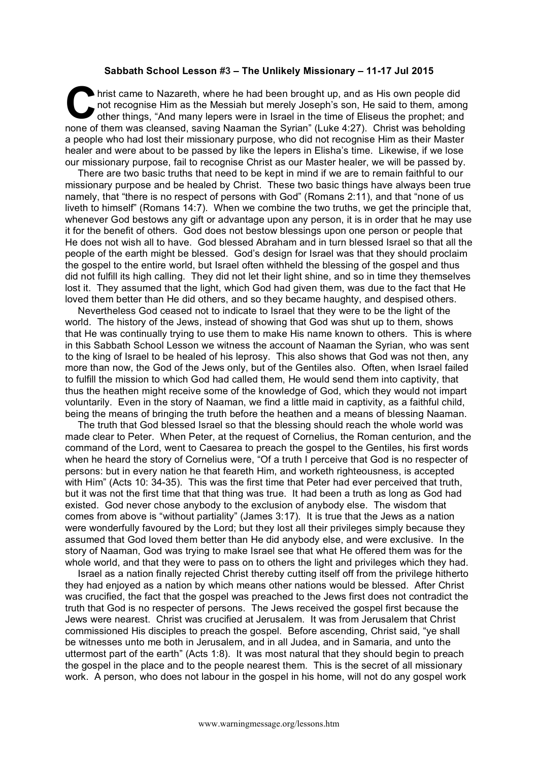**Sabbath School Lesson #3 – The Unlikely Missionary – 11-17 Jul 2015**

Christ came to Nazareth, where he had been brought up, and as His own people did not recognise Him as the Messiah but merely Joseph's son, He said to them, among other things, "And many lepers were in Israel in the time of Eliseus the prophet; and none of them was cleansed, saving Naaman the Syrian" (Luke 4:27). Christ was beholding a people who had lost their missionary purpose, who did not recognise Him as their Master healer and were about to be passed by like the lepers in Elisha's time. Likewise, if we lose our missionary purpose, fail to recognise Christ as our Master healer, we will be passed by.

There are two basic truths that need to be kept in mind if we are to remain faithful to our missionary purpose and be healed by Christ. These two basic things have always been true namely, that "there is no respect of persons with God" (Romans 2:11), and that "none of us liveth to himself" (Romans 14:7). When we combine the two truths, we get the principle that, whenever God bestows any gift or advantage upon any person, it is in order that he may use it for the benefit of others. God does not bestow blessings upon one person or people that He does not wish all to have. God blessed Abraham and in turn blessed Israel so that all the people of the earth might be blessed. God's design for Israel was that they should proclaim the gospel to the entire world, but Israel often withheld the blessing of the gospel and thus did not fulfill its high calling. They did not let their light shine, and so in time they themselves lost it. They assumed that the light, which God had given them, was due to the fact that He loved them better than He did others, and so they became haughty, and despised others.

Nevertheless God ceased not to indicate to Israel that they were to be the light of the world. The history of the Jews, instead of showing that God was shut up to them, shows that He was continually trying to use them to make His name known to others. This is where in this Sabbath School Lesson we witness the account of Naaman the Syrian, who was sent to the king of Israel to be healed of his leprosy. This also shows that God was not then, any more than now, the God of the Jews only, but of the Gentiles also. Often, when Israel failed to fulfill the mission to which God had called them, He would send them into captivity, that thus the heathen might receive some of the knowledge of God, which they would not impart voluntarily. Even in the story of Naaman, we find a little maid in captivity, as a faithful child, being the means of bringing the truth before the heathen and a means of blessing Naaman.

The truth that God blessed Israel so that the blessing should reach the whole world was made clear to Peter. When Peter, at the request of Cornelius, the Roman centurion, and the command of the Lord, went to Caesarea to preach the gospel to the Gentiles, his first words when he heard the story of Cornelius were, "Of a truth I perceive that God is no respecter of persons: but in every nation he that feareth Him, and worketh righteousness, is accepted with Him" (Acts 10: 34-35). This was the first time that Peter had ever perceived that truth, but it was not the first time that that thing was true. It had been a truth as long as God had existed. God never chose anybody to the exclusion of anybody else. The wisdom that comes from above is "without partiality" (James 3:17). It is true that the Jews as a nation were wonderfully favoured by the Lord; but they lost all their privileges simply because they assumed that God loved them better than He did anybody else, and were exclusive. In the story of Naaman, God was trying to make Israel see that what He offered them was for the whole world, and that they were to pass on to others the light and privileges which they had.

Israel as a nation finally rejected Christ thereby cutting itself off from the privilege hitherto they had enjoyed as a nation by which means other nations would be blessed. After Christ was crucified, the fact that the gospel was preached to the Jews first does not contradict the truth that God is no respecter of persons. The Jews received the gospel first because the Jews were nearest. Christ was crucified at Jerusalem. It was from Jerusalem that Christ commissioned His disciples to preach the gospel. Before ascending, Christ said, "ye shall be witnesses unto me both in Jerusalem, and in all Judea, and in Samaria, and unto the uttermost part of the earth" (Acts 1:8). It was most natural that they should begin to preach the gospel in the place and to the people nearest them. This is the secret of all missionary work. A person, who does not labour in the gospel in his home, will not do any gospel work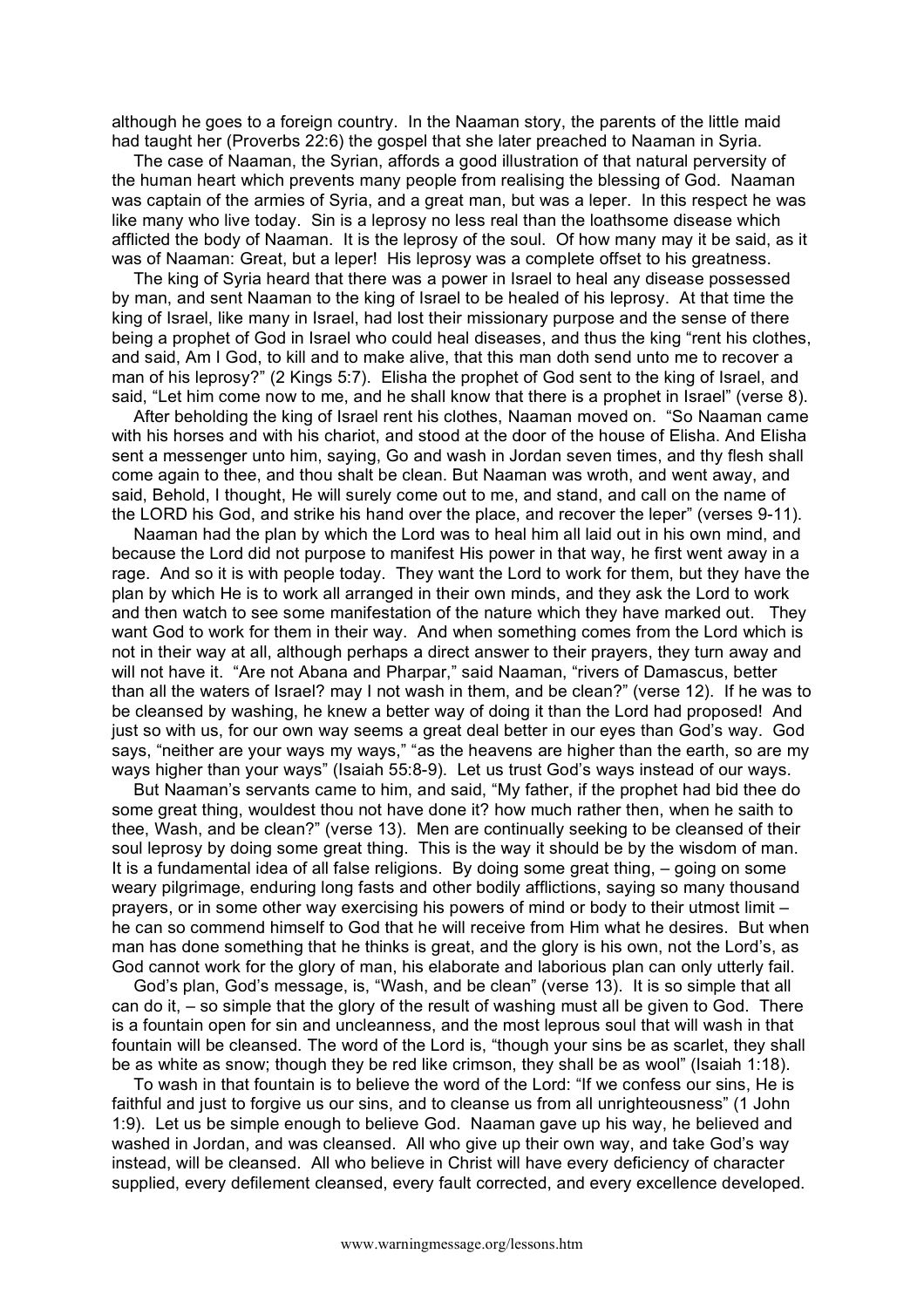although he goes to a foreign country. In the Naaman story, the parents of the little maid had taught her (Proverbs 22:6) the gospel that she later preached to Naaman in Syria.

The case of Naaman, the Syrian, affords a good illustration of that natural perversity of the human heart which prevents many people from realising the blessing of God. Naaman was captain of the armies of Syria, and a great man, but was a leper. In this respect he was like many who live today. Sin is a leprosy no less real than the loathsome disease which afflicted the body of Naaman. It is the leprosy of the soul. Of how many may it be said, as it was of Naaman: Great, but a leper! His leprosy was a complete offset to his greatness.

The king of Syria heard that there was a power in Israel to heal any disease possessed by man, and sent Naaman to the king of Israel to be healed of his leprosy. At that time the king of Israel, like many in Israel, had lost their missionary purpose and the sense of there being a prophet of God in Israel who could heal diseases, and thus the king "rent his clothes, and said, Am I God, to kill and to make alive, that this man doth send unto me to recover a man of his leprosy?" (2 Kings 5:7). Elisha the prophet of God sent to the king of Israel, and said, "Let him come now to me, and he shall know that there is a prophet in Israel" (verse 8).

After beholding the king of Israel rent his clothes, Naaman moved on. "So Naaman came with his horses and with his chariot, and stood at the door of the house of Elisha. And Elisha sent a messenger unto him, saying, Go and wash in Jordan seven times, and thy flesh shall come again to thee, and thou shalt be clean. But Naaman was wroth, and went away, and said, Behold, I thought, He will surely come out to me, and stand, and call on the name of the LORD his God, and strike his hand over the place, and recover the leper" (verses 9-11).

Naaman had the plan by which the Lord was to heal him all laid out in his own mind, and because the Lord did not purpose to manifest His power in that way, he first went away in a rage. And so it is with people today. They want the Lord to work for them, but they have the plan by which He is to work all arranged in their own minds, and they ask the Lord to work and then watch to see some manifestation of the nature which they have marked out. They want God to work for them in their way. And when something comes from the Lord which is not in their way at all, although perhaps a direct answer to their prayers, they turn away and will not have it. "Are not Abana and Pharpar," said Naaman, "rivers of Damascus, better than all the waters of Israel? may I not wash in them, and be clean?" (verse 12). If he was to be cleansed by washing, he knew a better way of doing it than the Lord had proposed! And just so with us, for our own way seems a great deal better in our eyes than God's way. God says, "neither are your ways my ways," "as the heavens are higher than the earth, so are my ways higher than your ways" (Isaiah 55:8-9). Let us trust God's ways instead of our ways.

But Naaman's servants came to him, and said, "My father, if the prophet had bid thee do some great thing, wouldest thou not have done it? how much rather then, when he saith to thee, Wash, and be clean?" (verse 13). Men are continually seeking to be cleansed of their soul leprosy by doing some great thing. This is the way it should be by the wisdom of man. It is a fundamental idea of all false religions. By doing some great thing, – going on some weary pilgrimage, enduring long fasts and other bodily afflictions, saying so many thousand prayers, or in some other way exercising his powers of mind or body to their utmost limit – he can so commend himself to God that he will receive from Him what he desires. But when man has done something that he thinks is great, and the glory is his own, not the Lord's, as God cannot work for the glory of man, his elaborate and laborious plan can only utterly fail.

God's plan, God's message, is, "Wash, and be clean" (verse 13). It is so simple that all can do it, – so simple that the glory of the result of washing must all be given to God. There is a fountain open for sin and uncleanness, and the most leprous soul that will wash in that fountain will be cleansed. The word of the Lord is, "though your sins be as scarlet, they shall be as white as snow; though they be red like crimson, they shall be as wool" (Isaiah 1:18).

To wash in that fountain is to believe the word of the Lord: "If we confess our sins, He is faithful and just to forgive us our sins, and to cleanse us from all unrighteousness" (1 John 1:9). Let us be simple enough to believe God. Naaman gave up his way, he believed and washed in Jordan, and was cleansed. All who give up their own way, and take God's way instead, will be cleansed. All who believe in Christ will have every deficiency of character supplied, every defilement cleansed, every fault corrected, and every excellence developed.